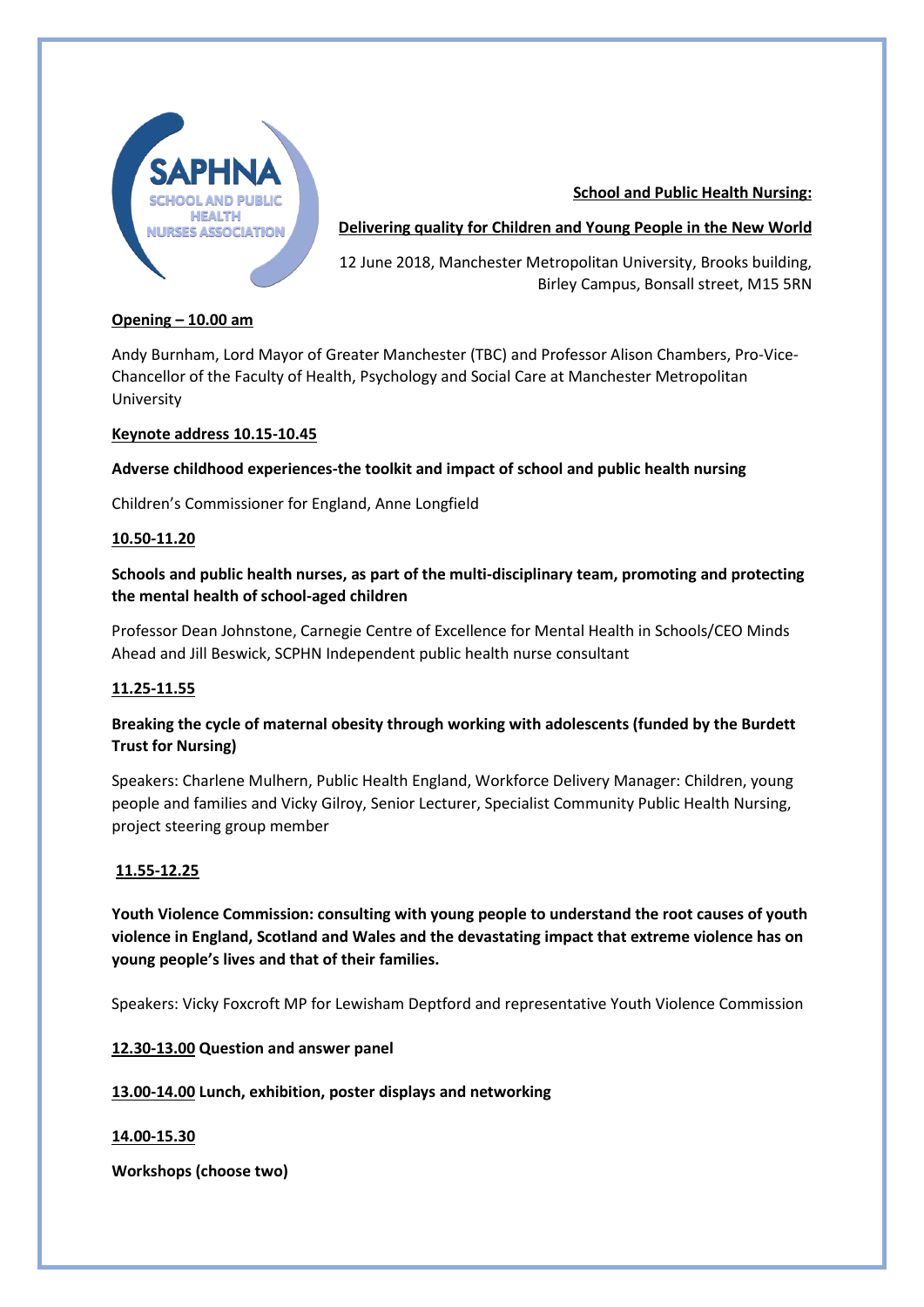SAPHNA
SCHOOL AND PUBLIC HEALTH NURSES ASSOCIATION

**School and Public Health Nursing:**

**Delivering quality for Children and Young People in the New World**

12 June 2018, Manchester Metropolitan University, Brooks building, Birley Campus, Bonsall street, M15 5RN

**Opening – 10.00 am**

Andy Burnham, Lord Mayor of Greater Manchester (TBC) and Professor Alison Chambers, Pro-Vice-Chancellor of the Faculty of Health, Psychology and Social Care at Manchester Metropolitan University

**Keynote address 10.15-10.45**

**Adverse childhood experiences-the toolkit and impact of school and public health nursing**

Children's Commissioner for England, Anne Longfield

**10.50-11.20**

**Schools and public health nurses, as part of the multi-disciplinary team, promoting and protecting the mental health of school-aged children**

Professor Dean Johnstone, Carnegie Centre of Excellence for Mental Health in Schools/CEO Minds Ahead and Jill Beswick, SCPHN Independent public health nurse consultant

**11.25-11.55**

**Breaking the cycle of maternal obesity through working with adolescents (funded by the Burdett Trust for Nursing)**

Speakers: Charlene Mulhern, Public Health England, Workforce Delivery Manager: Children, young people and families and Vicky Gilroy, Senior Lecturer, Specialist Community Public Health Nursing, project steering group member

**11.55-12.25**

**Youth Violence Commission: consulting with young people to understand the root causes of youth violence in England, Scotland and Wales and the devastating impact that extreme violence has on young people's lives and that of their families.**

Speakers: Vicky Foxcroft MP for Lewisham Deptford and representative Youth Violence Commission

**12.30-13.00 Question and answer panel**

**13.00-14.00 Lunch, exhibition, poster displays and networking**

**14.00-15.30**

**Workshops (choose two)**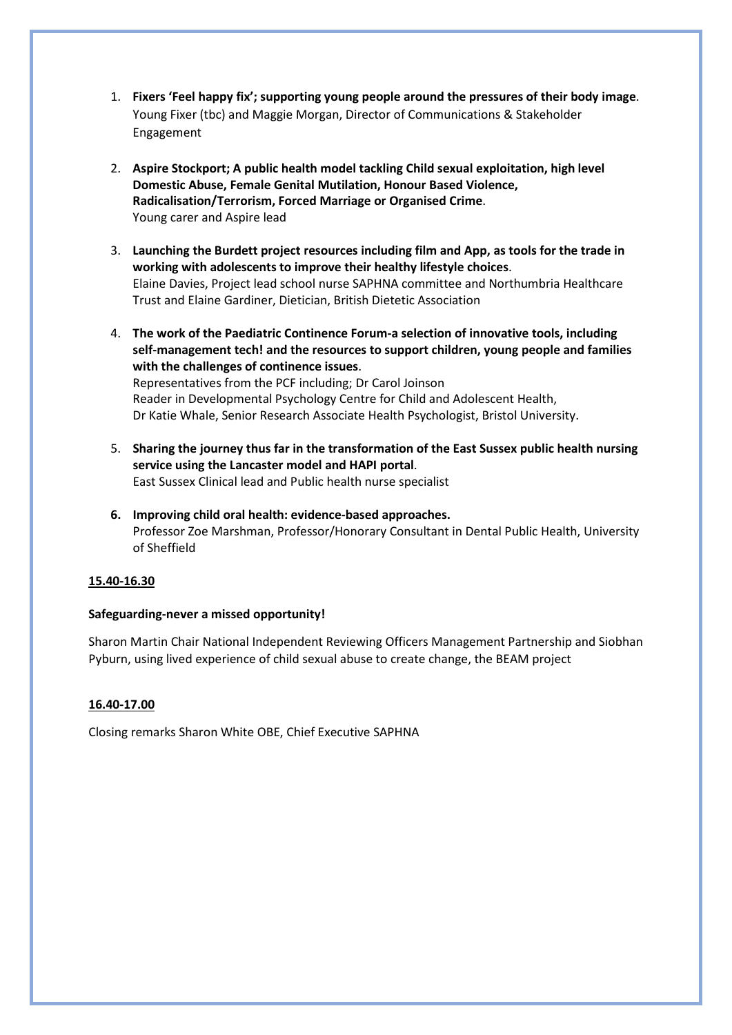1. **Fixers 'Feel happy fix'; supporting young people around the pressures of their body image**. Young Fixer (tbc) and Maggie Morgan, Director of Communications & Stakeholder Engagement

2. **Aspire Stockport; A public health model tackling Child sexual exploitation, high level Domestic Abuse, Female Genital Mutilation, Honour Based Violence, Radicalisation/Terrorism, Forced Marriage or Organised Crime**. Young carer and Aspire lead

3. **Launching the Burdett project resources including film and App, as tools for the trade in working with adolescents to improve their healthy lifestyle choices**. Elaine Davies, Project lead school nurse SAPHNA committee and Northumbria Healthcare Trust and Elaine Gardiner, Dietician, British Dietetic Association

4. **The work of the Paediatric Continence Forum-a selection of innovative tools, including self-management tech! and the resources to support children, young people and families with the challenges of continence issues**.
   Representatives from the PCF including; Dr Carol Joinson
   Reader in Developmental Psychology Centre for Child and Adolescent Health,
   Dr Katie Whale, Senior Research Associate Health Psychologist, Bristol University.

5. **Sharing the journey thus far in the transformation of the East Sussex public health nursing service using the Lancaster model and HAPI portal**. East Sussex Clinical lead and Public health nurse specialist

6. **Improving child oral health: evidence-based approaches.** Professor Zoe Marshman, Professor/Honorary Consultant in Dental Public Health, University of Sheffield

**15.40-16.30**

**Safeguarding-never a missed opportunity!**

Sharon Martin Chair National Independent Reviewing Officers Management Partnership and Siobhan Pyburn, using lived experience of child sexual abuse to create change, the BEAM project

**16.40-17.00**

Closing remarks Sharon White OBE, Chief Executive SAPHNA